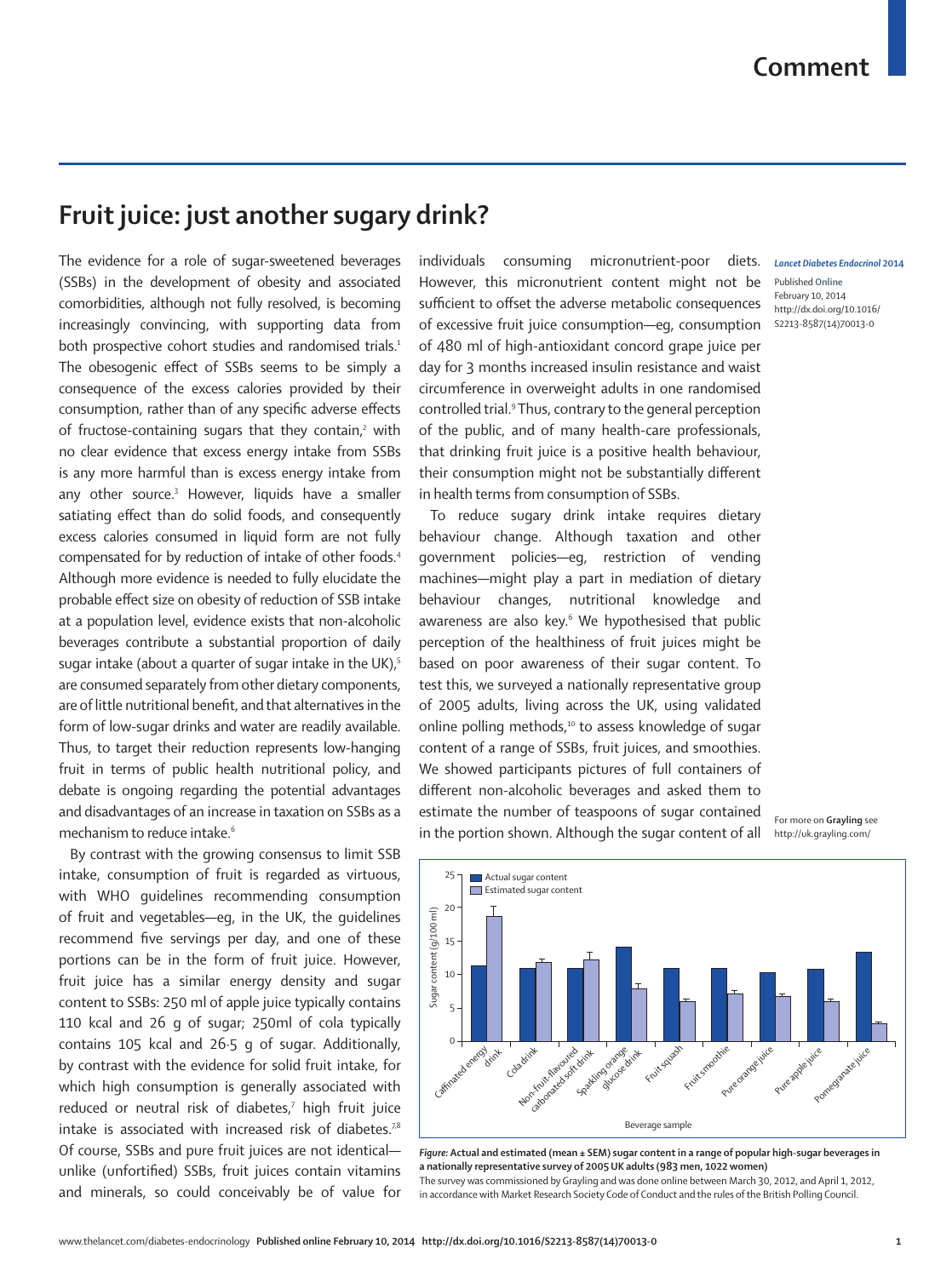# Fruit juice: just another sugary drink?

The evidence for a role of sugar-sweetened beverages (SSBs) in the development of obesity and associated comorbidities, although not fully resolved, is becoming increasingly convincing, with supporting data from both prospective cohort studies and randomised trials.[1] The obesogenic effect of SSBs seems to be simply a consequence of the excess calories provided by their consumption, rather than of any specific adverse effects of fructose-containing sugars that they contain,[2] with no clear evidence that excess energy intake from SSBs is any more harmful than is excess energy intake from any other source.[3] However, liquids have a smaller satiating effect than do solid foods, and consequently excess calories consumed in liquid form are not fully compensated for by reduction of intake of other foods.[4] Although more evidence is needed to fully elucidate the probable effect size on obesity of reduction of SSB intake at a population level, evidence exists that non-alcoholic beverages contribute a substantial proportion of daily sugar intake (about a quarter of sugar intake in the UK),[5] are consumed separately from other dietary components, are of little nutritional benefit, and that alternatives in the form of low-sugar drinks and water are readily available. Thus, to target their reduction represents low-hanging fruit in terms of public health nutritional policy, and debate is ongoing regarding the potential advantages and disadvantages of an increase in taxation on SSBs as a mechanism to reduce intake.[6]

By contrast with the growing consensus to limit SSB intake, consumption of fruit is regarded as virtuous, with WHO guidelines recommending consumption of fruit and vegetables—eg, in the UK, the guidelines recommend five servings per day, and one of these portions can be in the form of fruit juice. However, fruit juice has a similar energy density and sugar content to SSBs: 250 ml of apple juice typically contains 110 kcal and 26 g of sugar; 250ml of cola typically contains 105 kcal and 26·5 g of sugar. Additionally, by contrast with the evidence for solid fruit intake, for which high consumption is generally associated with reduced or neutral risk of diabetes,[7] high fruit juice intake is associated with increased risk of diabetes.[7,8] Of course, SSBs and pure fruit juices are not identical—unlike (unfortified) SSBs, fruit juices contain vitamins and minerals, so could conceivably be of value for individuals consuming micronutrient-poor diets. However, this micronutrient content might not be sufficient to offset the adverse metabolic consequences of excessive fruit juice consumption—eg, consumption of 480 ml of high-antioxidant concord grape juice per day for 3 months increased insulin resistance and waist circumference in overweight adults in one randomised controlled trial.[9] Thus, contrary to the general perception of the public, and of many health-care professionals, that drinking fruit juice is a positive health behaviour, their consumption might not be substantially different in health terms from consumption of SSBs.

To reduce sugary drink intake requires dietary behaviour change. Although taxation and other government policies—eg, restriction of vending machines—might play a part in mediation of dietary behaviour changes, nutritional knowledge and awareness are also key.[6] We hypothesised that public perception of the healthiness of fruit juices might be based on poor awareness of their sugar content. To test this, we surveyed a nationally representative group of 2005 adults, living across the UK, using validated online polling methods,[10] to assess knowledge of sugar content of a range of SSBs, fruit juices, and smoothies. We showed participants pictures of full containers of different non-alcoholic beverages and asked them to estimate the number of teaspoons of sugar contained in the portion shown. Although the sugar content of all

*Lancet Diabetes Endocrinol* 2014

Published **Online** February 10, 2014 http://dx.doi.org/10.1016/S2213-8587(14)70013-0

For more on **Grayling** see http://uk.grayling.com/

***Figure:*** **Actual and estimated (mean ± SEM) sugar content in a range of popular high-sugar beverages in a nationally representative survey of 2005 UK adults (983 men, 1022 women)**
The survey was commissioned by Grayling and was done online between March 30, 2012, and April 1, 2012, in accordance with Market Research Society Code of Conduct and the rules of the British Polling Council.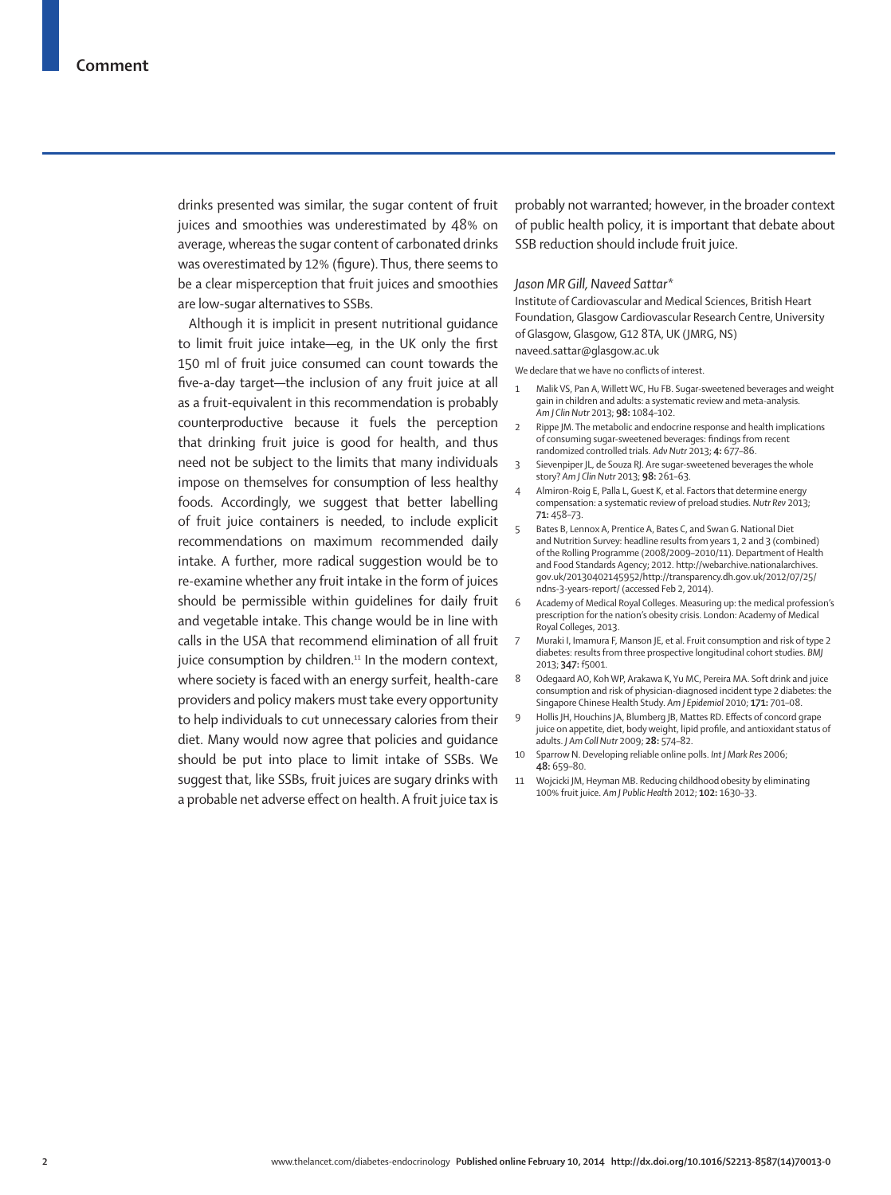drinks presented was similar, the sugar content of fruit juices and smoothies was underestimated by 48% on average, whereas the sugar content of carbonated drinks was overestimated by 12% (figure). Thus, there seems to be a clear misperception that fruit juices and smoothies are low-sugar alternatives to SSBs.

Although it is implicit in present nutritional guidance to limit fruit juice intake—eg, in the UK only the first 150 ml of fruit juice consumed can count towards the five-a-day target—the inclusion of any fruit juice at all as a fruit-equivalent in this recommendation is probably counterproductive because it fuels the perception that drinking fruit juice is good for health, and thus need not be subject to the limits that many individuals impose on themselves for consumption of less healthy foods. Accordingly, we suggest that better labelling of fruit juice containers is needed, to include explicit recommendations on maximum recommended daily intake. A further, more radical suggestion would be to re-examine whether any fruit intake in the form of juices should be permissible within guidelines for daily fruit and vegetable intake. This change would be in line with calls in the USA that recommend elimination of all fruit juice consumption by children.[11] In the modern context, where society is faced with an energy surfeit, health-care providers and policy makers must take every opportunity to help individuals to cut unnecessary calories from their diet. Many would now agree that policies and guidance should be put into place to limit intake of SSBs. We suggest that, like SSBs, fruit juices are sugary drinks with a probable net adverse effect on health. A fruit juice tax is probably not warranted; however, in the broader context of public health policy, it is important that debate about SSB reduction should include fruit juice.

*Jason MR Gill, Naveed Sattar\**

Institute of Cardiovascular and Medical Sciences, British Heart Foundation, Glasgow Cardiovascular Research Centre, University of Glasgow, Glasgow, G12 8TA, UK (JMRG, NS)
naveed.sattar@glasgow.ac.uk

We declare that we have no conflicts of interest.

1. Malik VS, Pan A, Willett WC, Hu FB. Sugar-sweetened beverages and weight gain in children and adults: a systematic review and meta-analysis. *Am J Clin Nutr* 2013; **98:** 1084–102.
2. Rippe JM. The metabolic and endocrine response and health implications of consuming sugar-sweetened beverages: findings from recent randomized controlled trials. *Adv Nutr* 2013; **4:** 677–86.
3. Sievenpiper JL, de Souza RJ. Are sugar-sweetened beverages the whole story? *Am J Clin Nutr* 2013; **98:** 261–63.
4. Almiron-Roig E, Palla L, Guest K, et al. Factors that determine energy compensation: a systematic review of preload studies. *Nutr Rev* 2013; **71:** 458–73.
5. Bates B, Lennox A, Prentice A, Bates C, and Swan G. National Diet and Nutrition Survey: headline results from years 1, 2 and 3 (combined) of the Rolling Programme (2008/2009–2010/11). Department of Health and Food Standards Agency; 2012. http://webarchive.nationalarchives.gov.uk/20130402145952/http://transparency.dh.gov.uk/2012/07/25/ndns-3-years-report/ (accessed Feb 2, 2014).
6. Academy of Medical Royal Colleges. Measuring up: the medical profession's prescription for the nation's obesity crisis. London: Academy of Medical Royal Colleges, 2013.
7. Muraki I, Imamura F, Manson JE, et al. Fruit consumption and risk of type 2 diabetes: results from three prospective longitudinal cohort studies. *BMJ* 2013; **347:** f5001.
8. Odegaard AO, Koh WP, Arakawa K, Yu MC, Pereira MA. Soft drink and juice consumption and risk of physician-diagnosed incident type 2 diabetes: the Singapore Chinese Health Study. *Am J Epidemiol* 2010; **171:** 701–08.
9. Hollis JH, Houchins JA, Blumberg JB, Mattes RD. Effects of concord grape juice on appetite, diet, body weight, lipid profile, and antioxidant status of adults. *J Am Coll Nutr* 2009; **28:** 574–82.
10. Sparrow N. Developing reliable online polls. *Int J Mark Res* 2006; **48:** 659–80.
11. Wojcicki JM, Heyman MB. Reducing childhood obesity by eliminating 100% fruit juice. *Am J Public Health* 2012; **102:** 1630–33.